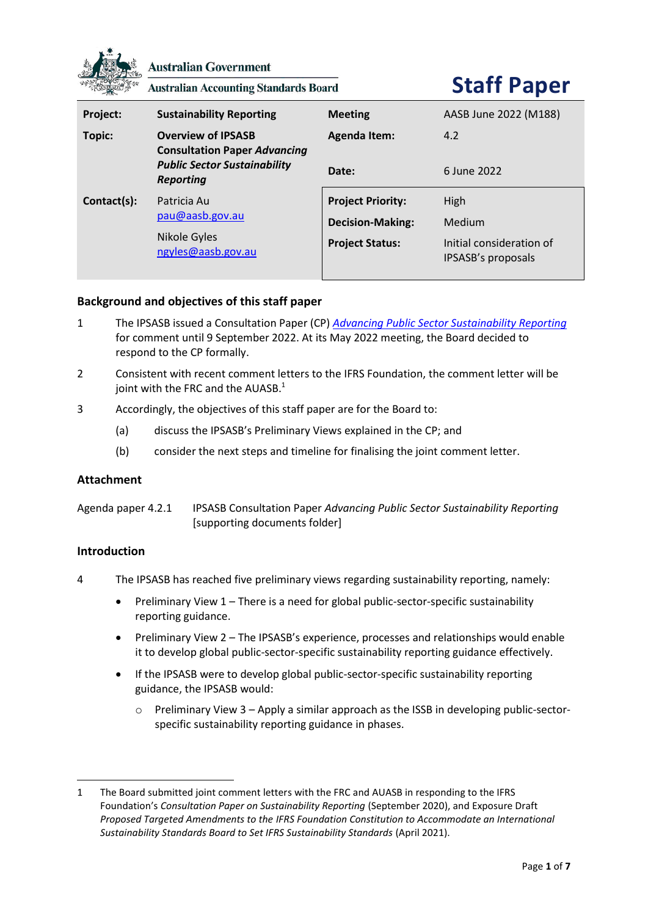Australian Government

Australian Accounting Standards Board

# Staff Paper

| | | | |
|---|---|---|---|
| **Project:** | **Sustainability Reporting** | **Meeting** | AASB June 2022 (M188) |
| **Topic:** | **Overview of IPSASB Consultation Paper *Advancing Public Sector Sustainability Reporting*** | **Agenda Item:** | 4.2 |
| | | **Date:** | 6 June 2022 |
| **Contact(s):** | Patricia Au pau@aasb.gov.au Nikole Gyles ngyles@aasb.gov.au | **Project Priority:** | High |
| | | **Decision-Making:** | Medium |
| | | **Project Status:** | Initial consideration of IPSASB's proposals |

## Background and objectives of this staff paper

1 The IPSASB issued a Consultation Paper (CP) *Advancing Public Sector Sustainability Reporting* for comment until 9 September 2022. At its May 2022 meeting, the Board decided to respond to the CP formally.

2 Consistent with recent comment letters to the IFRS Foundation, the comment letter will be joint with the FRC and the AUASB.[1]

3 Accordingly, the objectives of this staff paper are for the Board to:

(a) discuss the IPSASB's Preliminary Views explained in the CP; and

(b) consider the next steps and timeline for finalising the joint comment letter.

## Attachment

Agenda paper 4.2.1 IPSASB Consultation Paper *Advancing Public Sector Sustainability Reporting* [supporting documents folder]

## Introduction

4 The IPSASB has reached five preliminary views regarding sustainability reporting, namely:

- Preliminary View 1 – There is a need for global public-sector-specific sustainability reporting guidance.
- Preliminary View 2 – The IPSASB's experience, processes and relationships would enable it to develop global public-sector-specific sustainability reporting guidance effectively.
- If the IPSASB were to develop global public-sector-specific sustainability reporting guidance, the IPSASB would:
  - Preliminary View 3 – Apply a similar approach as the ISSB in developing public-sector-specific sustainability reporting guidance in phases.

---

1 The Board submitted joint comment letters with the FRC and AUASB in responding to the IFRS Foundation's *Consultation Paper on Sustainability Reporting* (September 2020), and Exposure Draft *Proposed Targeted Amendments to the IFRS Foundation Constitution to Accommodate an International Sustainability Standards Board to Set IFRS Sustainability Standards* (April 2021).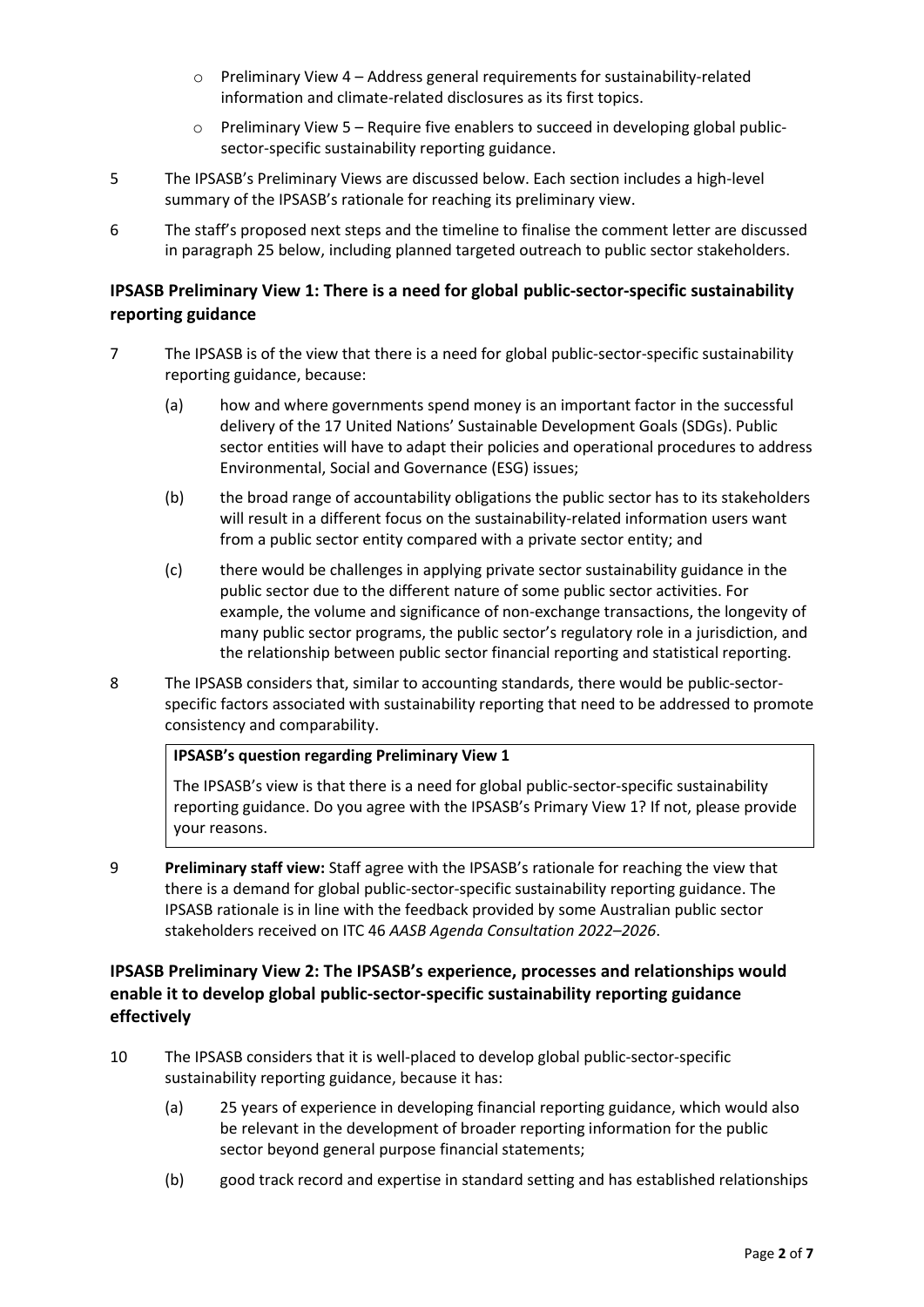- Preliminary View 4 – Address general requirements for sustainability-related information and climate-related disclosures as its first topics.
- Preliminary View 5 – Require five enablers to succeed in developing global public-sector-specific sustainability reporting guidance.

5 The IPSASB's Preliminary Views are discussed below. Each section includes a high-level summary of the IPSASB's rationale for reaching its preliminary view.

6 The staff's proposed next steps and the timeline to finalise the comment letter are discussed in paragraph 25 below, including planned targeted outreach to public sector stakeholders.

## IPSASB Preliminary View 1: There is a need for global public-sector-specific sustainability reporting guidance

7 The IPSASB is of the view that there is a need for global public-sector-specific sustainability reporting guidance, because:

(a) how and where governments spend money is an important factor in the successful delivery of the 17 United Nations' Sustainable Development Goals (SDGs). Public sector entities will have to adapt their policies and operational procedures to address Environmental, Social and Governance (ESG) issues;

(b) the broad range of accountability obligations the public sector has to its stakeholders will result in a different focus on the sustainability-related information users want from a public sector entity compared with a private sector entity; and

(c) there would be challenges in applying private sector sustainability guidance in the public sector due to the different nature of some public sector activities. For example, the volume and significance of non-exchange transactions, the longevity of many public sector programs, the public sector's regulatory role in a jurisdiction, and the relationship between public sector financial reporting and statistical reporting.

8 The IPSASB considers that, similar to accounting standards, there would be public-sector-specific factors associated with sustainability reporting that need to be addressed to promote consistency and comparability.

> **IPSASB's question regarding Preliminary View 1**
>
> The IPSASB's view is that there is a need for global public-sector-specific sustainability reporting guidance. Do you agree with the IPSASB's Primary View 1? If not, please provide your reasons.

9 **Preliminary staff view:** Staff agree with the IPSASB's rationale for reaching the view that there is a demand for global public-sector-specific sustainability reporting guidance. The IPSASB rationale is in line with the feedback provided by some Australian public sector stakeholders received on ITC 46 *AASB Agenda Consultation 2022–2026*.

## IPSASB Preliminary View 2: The IPSASB's experience, processes and relationships would enable it to develop global public-sector-specific sustainability reporting guidance effectively

10 The IPSASB considers that it is well-placed to develop global public-sector-specific sustainability reporting guidance, because it has:

(a) 25 years of experience in developing financial reporting guidance, which would also be relevant in the development of broader reporting information for the public sector beyond general purpose financial statements;

(b) good track record and expertise in standard setting and has established relationships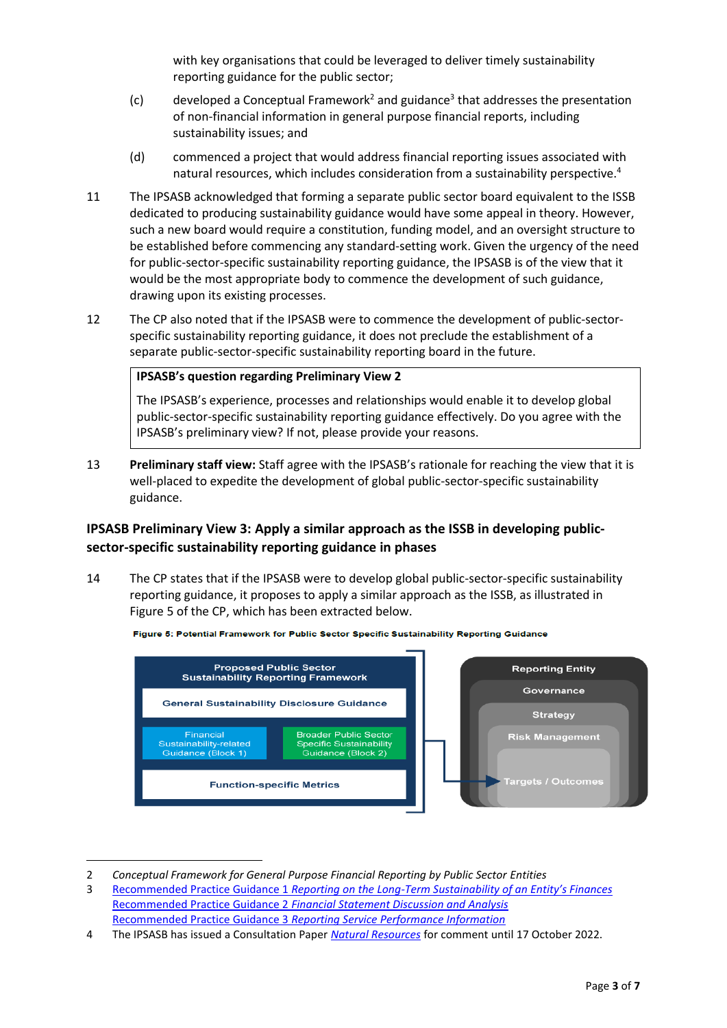with key organisations that could be leveraged to deliver timely sustainability reporting guidance for the public sector;

(c) developed a Conceptual Framework[2] and guidance[3] that addresses the presentation of non-financial information in general purpose financial reports, including sustainability issues; and

(d) commenced a project that would address financial reporting issues associated with natural resources, which includes consideration from a sustainability perspective.[4]

11 The IPSASB acknowledged that forming a separate public sector board equivalent to the ISSB dedicated to producing sustainability guidance would have some appeal in theory. However, such a new board would require a constitution, funding model, and an oversight structure to be established before commencing any standard-setting work. Given the urgency of the need for public-sector-specific sustainability reporting guidance, the IPSASB is of the view that it would be the most appropriate body to commence the development of such guidance, drawing upon its existing processes.

12 The CP also noted that if the IPSASB were to commence the development of public-sector-specific sustainability reporting guidance, it does not preclude the establishment of a separate public-sector-specific sustainability reporting board in the future.

> **IPSASB's question regarding Preliminary View 2**
>
> The IPSASB's experience, processes and relationships would enable it to develop global public-sector-specific sustainability reporting guidance effectively. Do you agree with the IPSASB's preliminary view? If not, please provide your reasons.

13 **Preliminary staff view:** Staff agree with the IPSASB's rationale for reaching the view that it is well-placed to expedite the development of global public-sector-specific sustainability guidance.

## IPSASB Preliminary View 3: Apply a similar approach as the ISSB in developing public-sector-specific sustainability reporting guidance in phases

14 The CP states that if the IPSASB were to develop global public-sector-specific sustainability reporting guidance, it proposes to apply a similar approach as the ISSB, as illustrated in Figure 5 of the CP, which has been extracted below.

**Figure 5: Potential Framework for Public Sector Specific Sustainability Reporting Guidance**

Proposed Public Sector Sustainability Reporting Framework
- General Sustainability Disclosure Guidance
- Financial Sustainability-related Guidance (Block 1) | Broader Public Sector Specific Sustainability Guidance (Block 2)
- Function-specific Metrics

Reporting Entity
- Governance
- Strategy
- Risk Management
- Targets / Outcomes

---

2 *Conceptual Framework for General Purpose Financial Reporting by Public Sector Entities*

3 Recommended Practice Guidance 1 *Reporting on the Long-Term Sustainability of an Entity's Finances*
Recommended Practice Guidance 2 *Financial Statement Discussion and Analysis*
Recommended Practice Guidance 3 *Reporting Service Performance Information*

4 The IPSASB has issued a Consultation Paper *Natural Resources* for comment until 17 October 2022.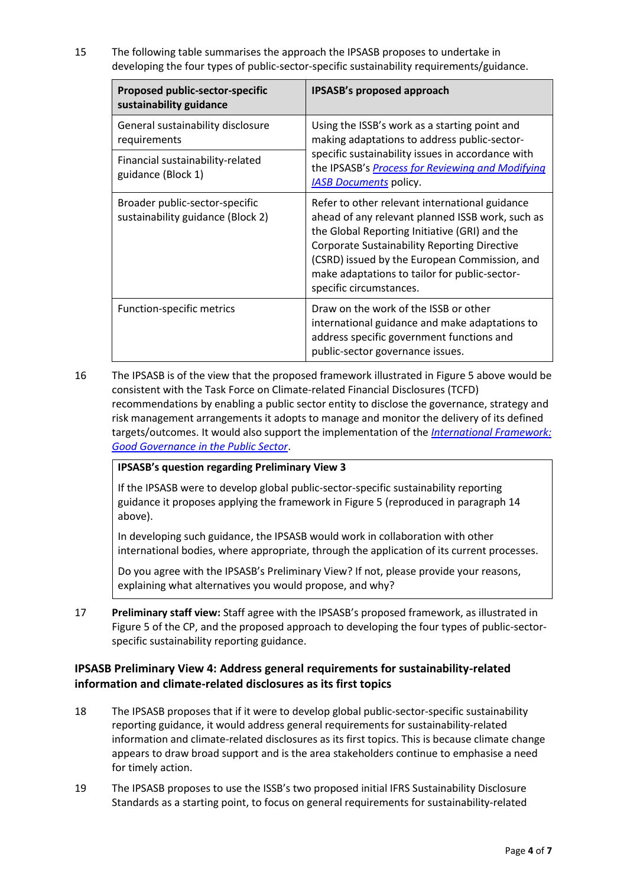15 The following table summarises the approach the IPSASB proposes to undertake in developing the four types of public-sector-specific sustainability requirements/guidance.

| Proposed public-sector-specific sustainability guidance | IPSASB's proposed approach |
|---|---|
| General sustainability disclosure requirements | Using the ISSB's work as a starting point and making adaptations to address public-sector-specific sustainability issues in accordance with the IPSASB's *Process for Reviewing and Modifying IASB Documents* policy. |
| Financial sustainability-related guidance (Block 1) | |
| Broader public-sector-specific sustainability guidance (Block 2) | Refer to other relevant international guidance ahead of any relevant planned ISSB work, such as the Global Reporting Initiative (GRI) and the Corporate Sustainability Reporting Directive (CSRD) issued by the European Commission, and make adaptations to tailor for public-sector-specific circumstances. |
| Function-specific metrics | Draw on the work of the ISSB or other international guidance and make adaptations to address specific government functions and public-sector governance issues. |

16 The IPSASB is of the view that the proposed framework illustrated in Figure 5 above would be consistent with the Task Force on Climate-related Financial Disclosures (TCFD) recommendations by enabling a public sector entity to disclose the governance, strategy and risk management arrangements it adopts to manage and monitor the delivery of its defined targets/outcomes. It would also support the implementation of the *International Framework: Good Governance in the Public Sector*.

> **IPSASB's question regarding Preliminary View 3**
>
> If the IPSASB were to develop global public-sector-specific sustainability reporting guidance it proposes applying the framework in Figure 5 (reproduced in paragraph 14 above).
>
> In developing such guidance, the IPSASB would work in collaboration with other international bodies, where appropriate, through the application of its current processes.
>
> Do you agree with the IPSASB's Preliminary View? If not, please provide your reasons, explaining what alternatives you would propose, and why?

17 **Preliminary staff view:** Staff agree with the IPSASB's proposed framework, as illustrated in Figure 5 of the CP, and the proposed approach to developing the four types of public-sector-specific sustainability reporting guidance.

## IPSASB Preliminary View 4: Address general requirements for sustainability-related information and climate-related disclosures as its first topics

18 The IPSASB proposes that if it were to develop global public-sector-specific sustainability reporting guidance, it would address general requirements for sustainability-related information and climate-related disclosures as its first topics. This is because climate change appears to draw broad support and is the area stakeholders continue to emphasise a need for timely action.

19 The IPSASB proposes to use the ISSB's two proposed initial IFRS Sustainability Disclosure Standards as a starting point, to focus on general requirements for sustainability-related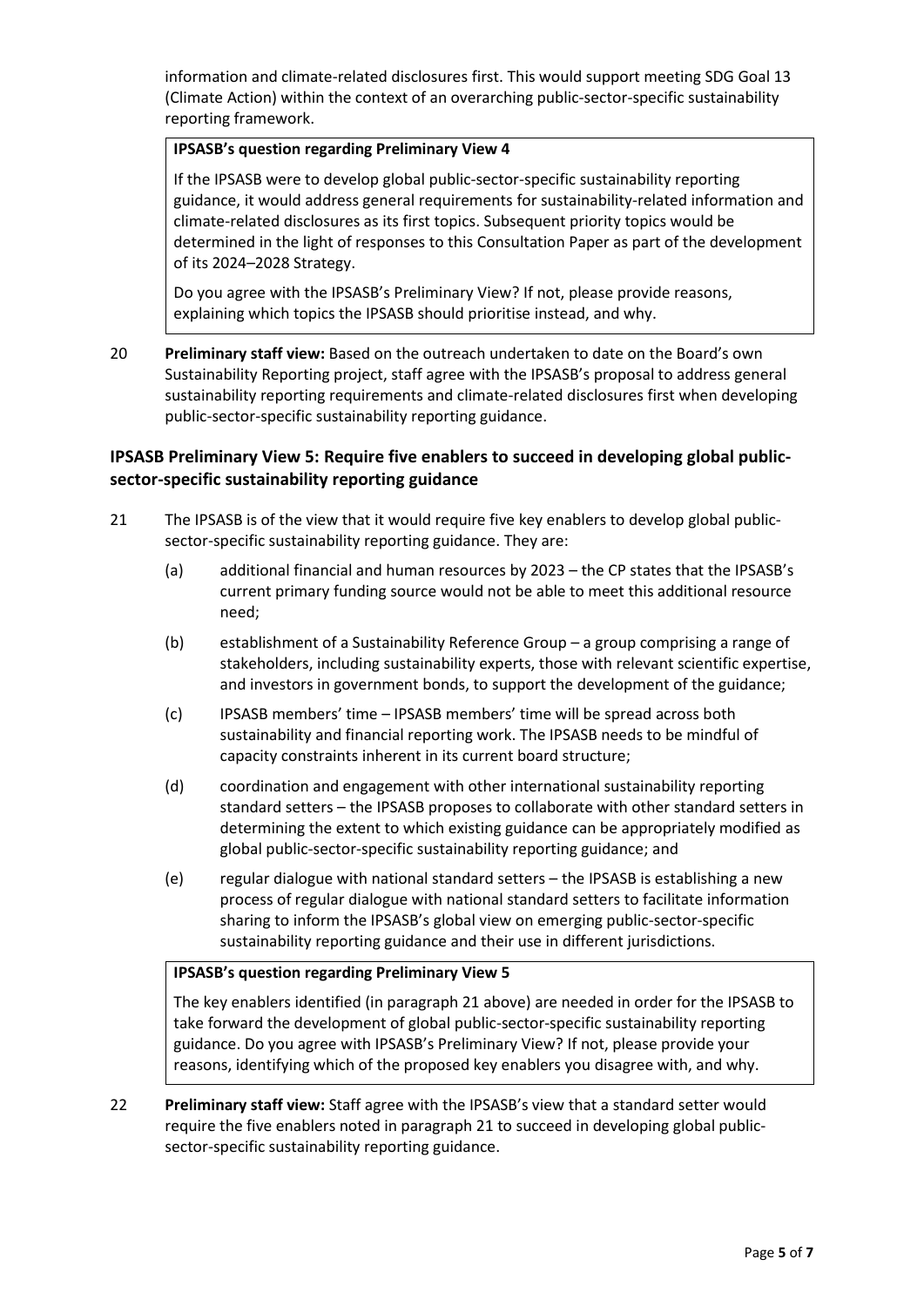information and climate-related disclosures first. This would support meeting SDG Goal 13 (Climate Action) within the context of an overarching public-sector-specific sustainability reporting framework.

> **IPSASB's question regarding Preliminary View 4**
>
> If the IPSASB were to develop global public-sector-specific sustainability reporting guidance, it would address general requirements for sustainability-related information and climate-related disclosures as its first topics. Subsequent priority topics would be determined in the light of responses to this Consultation Paper as part of the development of its 2024–2028 Strategy.
>
> Do you agree with the IPSASB's Preliminary View? If not, please provide reasons, explaining which topics the IPSASB should prioritise instead, and why.

20 **Preliminary staff view:** Based on the outreach undertaken to date on the Board's own Sustainability Reporting project, staff agree with the IPSASB's proposal to address general sustainability reporting requirements and climate-related disclosures first when developing public-sector-specific sustainability reporting guidance.

### IPSASB Preliminary View 5: Require five enablers to succeed in developing global public-sector-specific sustainability reporting guidance

21 The IPSASB is of the view that it would require five key enablers to develop global public-sector-specific sustainability reporting guidance. They are:

(a) additional financial and human resources by 2023 – the CP states that the IPSASB's current primary funding source would not be able to meet this additional resource need;

(b) establishment of a Sustainability Reference Group – a group comprising a range of stakeholders, including sustainability experts, those with relevant scientific expertise, and investors in government bonds, to support the development of the guidance;

(c) IPSASB members' time – IPSASB members' time will be spread across both sustainability and financial reporting work. The IPSASB needs to be mindful of capacity constraints inherent in its current board structure;

(d) coordination and engagement with other international sustainability reporting standard setters – the IPSASB proposes to collaborate with other standard setters in determining the extent to which existing guidance can be appropriately modified as global public-sector-specific sustainability reporting guidance; and

(e) regular dialogue with national standard setters – the IPSASB is establishing a new process of regular dialogue with national standard setters to facilitate information sharing to inform the IPSASB's global view on emerging public-sector-specific sustainability reporting guidance and their use in different jurisdictions.

> **IPSASB's question regarding Preliminary View 5**
>
> The key enablers identified (in paragraph 21 above) are needed in order for the IPSASB to take forward the development of global public-sector-specific sustainability reporting guidance. Do you agree with IPSASB's Preliminary View? If not, please provide your reasons, identifying which of the proposed key enablers you disagree with, and why.

22 **Preliminary staff view:** Staff agree with the IPSASB's view that a standard setter would require the five enablers noted in paragraph 21 to succeed in developing global public-sector-specific sustainability reporting guidance.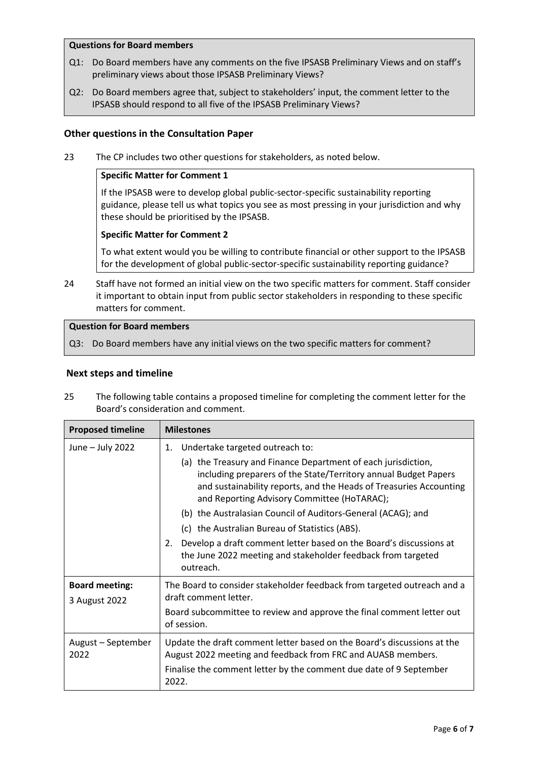**Questions for Board members**

Q1: Do Board members have any comments on the five IPSASB Preliminary Views and on staff's preliminary views about those IPSASB Preliminary Views?

Q2: Do Board members agree that, subject to stakeholders' input, the comment letter to the IPSASB should respond to all five of the IPSASB Preliminary Views?

### Other questions in the Consultation Paper

23 The CP includes two other questions for stakeholders, as noted below.

> **Specific Matter for Comment 1**
>
> If the IPSASB were to develop global public-sector-specific sustainability reporting guidance, please tell us what topics you see as most pressing in your jurisdiction and why these should be prioritised by the IPSASB.
>
> **Specific Matter for Comment 2**
>
> To what extent would you be willing to contribute financial or other support to the IPSASB for the development of global public-sector-specific sustainability reporting guidance?

24 Staff have not formed an initial view on the two specific matters for comment. Staff consider it important to obtain input from public sector stakeholders in responding to these specific matters for comment.

**Question for Board members**

Q3: Do Board members have any initial views on the two specific matters for comment?

### Next steps and timeline

25 The following table contains a proposed timeline for completing the comment letter for the Board's consideration and comment.

| Proposed timeline | Milestones |
|---|---|
| June – July 2022 | 1. Undertake targeted outreach to:<br>(a) the Treasury and Finance Department of each jurisdiction, including preparers of the State/Territory annual Budget Papers and sustainability reports, and the Heads of Treasuries Accounting and Reporting Advisory Committee (HoTARAC);<br>(b) the Australasian Council of Auditors-General (ACAG); and<br>(c) the Australian Bureau of Statistics (ABS).<br>2. Develop a draft comment letter based on the Board's discussions at the June 2022 meeting and stakeholder feedback from targeted outreach. |
| **Board meeting:** 3 August 2022 | The Board to consider stakeholder feedback from targeted outreach and a draft comment letter.<br>Board subcommittee to review and approve the final comment letter out of session. |
| August – September 2022 | Update the draft comment letter based on the Board's discussions at the August 2022 meeting and feedback from FRC and AUASB members.<br>Finalise the comment letter by the comment due date of 9 September 2022. |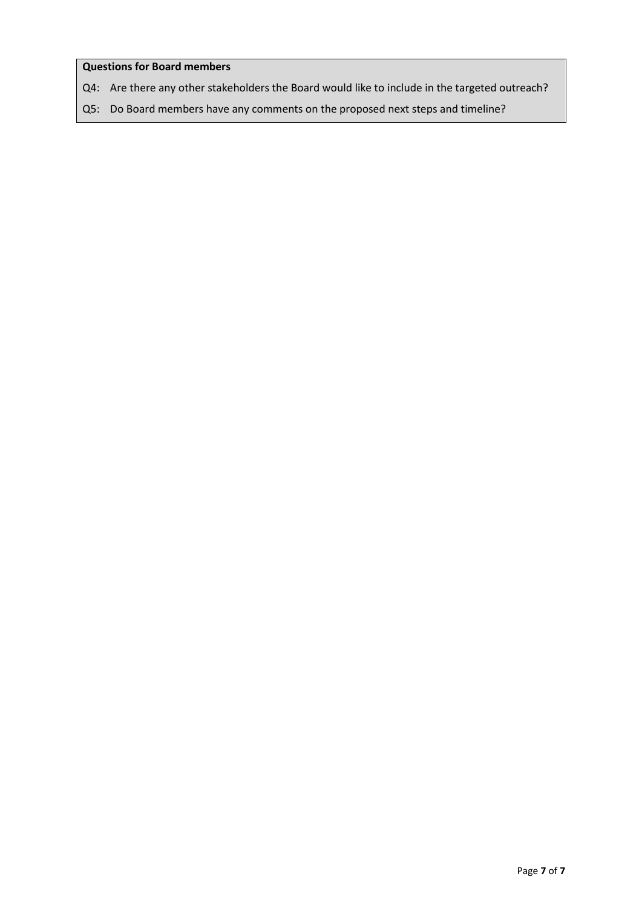**Questions for Board members**

Q4: Are there any other stakeholders the Board would like to include in the targeted outreach?

Q5: Do Board members have any comments on the proposed next steps and timeline?